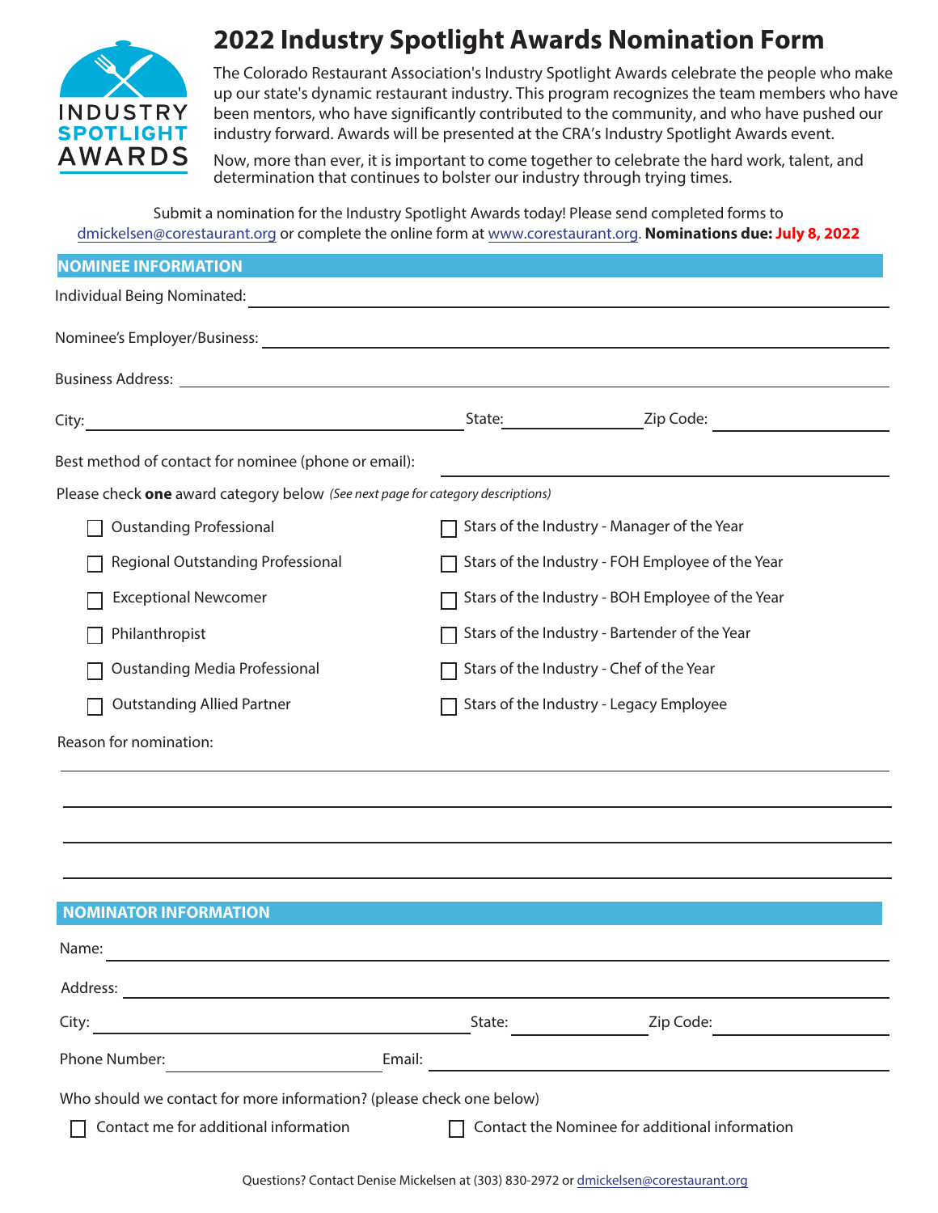INDUSTRY SPOTLIGHT AWARDS

# 2022 Industry Spotlight Awards Nomination Form

The Colorado Restaurant Association's Industry Spotlight Awards celebrate the people who make up our state's dynamic restaurant industry. This program recognizes the team members who have been mentors, who have significantly contributed to the community, and who have pushed our industry forward. Awards will be presented at the CRA's Industry Spotlight Awards event.

Now, more than ever, it is important to come together to celebrate the hard work, talent, and determination that continues to bolster our industry through trying times.

Submit a nomination for the Industry Spotlight Awards today! Please send completed forms to dmickelsen@corestaurant.org or complete the online form at www.corestaurant.org. **Nominations due: July 8, 2022**

## NOMINEE INFORMATION

Individual Being Nominated: ______________________

Nominee's Employer/Business: ______________________

Business Address: ______________________

City: ______________ State: ______________ Zip Code: ______________

Best method of contact for nominee (phone or email): ______________________

Please check **one** award category below *(See next page for category descriptions)*

- ☐ Oustanding Professional
- ☐ Regional Outstanding Professional
- ☐ Exceptional Newcomer
- ☐ Philanthropist
- ☐ Oustanding Media Professional
- ☐ Outstanding Allied Partner
- ☐ Stars of the Industry - Manager of the Year
- ☐ Stars of the Industry - FOH Employee of the Year
- ☐ Stars of the Industry - BOH Employee of the Year
- ☐ Stars of the Industry - Bartender of the Year
- ☐ Stars of the Industry - Chef of the Year
- ☐ Stars of the Industry - Legacy Employee

Reason for nomination:

______________________

______________________

______________________

______________________

## NOMINATOR INFORMATION

Name: ______________________

Address: ______________________

City: ______________ State: ______________ Zip Code: ______________

Phone Number: ______________ Email: ______________

Who should we contact for more information? (please check one below)

- ☐ Contact me for additional information
- ☐ Contact the Nominee for additional information

Questions? Contact Denise Mickelsen at (303) 830-2972 or dmickelsen@corestaurant.org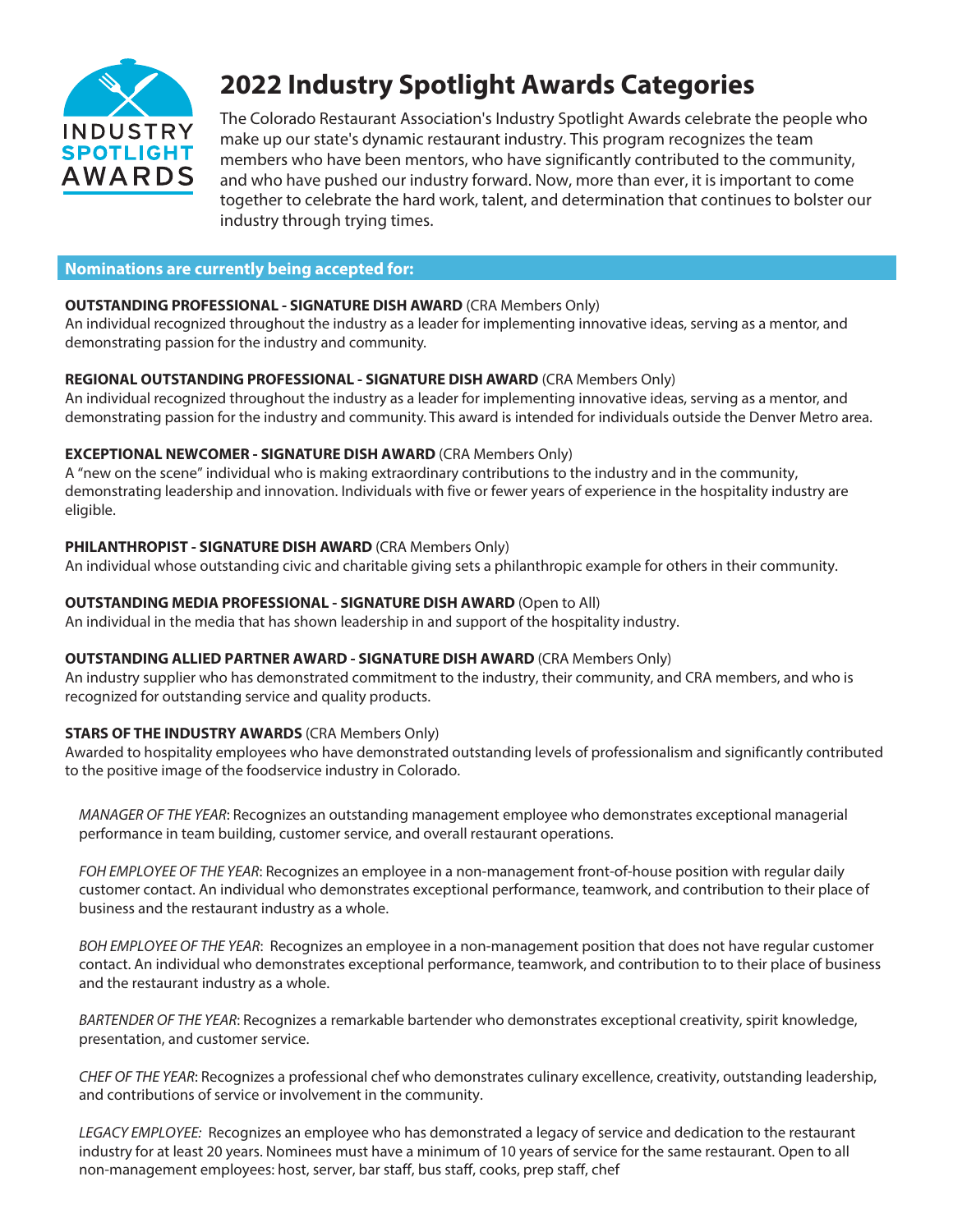INDUSTRY SPOTLIGHT AWARDS

# 2022 Industry Spotlight Awards Categories

The Colorado Restaurant Association's Industry Spotlight Awards celebrate the people who make up our state's dynamic restaurant industry. This program recognizes the team members who have been mentors, who have significantly contributed to the community, and who have pushed our industry forward. Now, more than ever, it is important to come together to celebrate the hard work, talent, and determination that continues to bolster our industry through trying times.

## Nominations are currently being accepted for:

**OUTSTANDING PROFESSIONAL - SIGNATURE DISH AWARD** (CRA Members Only)
An individual recognized throughout the industry as a leader for implementing innovative ideas, serving as a mentor, and demonstrating passion for the industry and community.

**REGIONAL OUTSTANDING PROFESSIONAL - SIGNATURE DISH AWARD** (CRA Members Only)
An individual recognized throughout the industry as a leader for implementing innovative ideas, serving as a mentor, and demonstrating passion for the industry and community. This award is intended for individuals outside the Denver Metro area.

**EXCEPTIONAL NEWCOMER - SIGNATURE DISH AWARD** (CRA Members Only)
A "new on the scene" individual who is making extraordinary contributions to the industry and in the community, demonstrating leadership and innovation. Individuals with five or fewer years of experience in the hospitality industry are eligible.

**PHILANTHROPIST - SIGNATURE DISH AWARD** (CRA Members Only)
An individual whose outstanding civic and charitable giving sets a philanthropic example for others in their community.

**OUTSTANDING MEDIA PROFESSIONAL - SIGNATURE DISH AWARD** (Open to All)
An individual in the media that has shown leadership in and support of the hospitality industry.

**OUTSTANDING ALLIED PARTNER AWARD - SIGNATURE DISH AWARD** (CRA Members Only)
An industry supplier who has demonstrated commitment to the industry, their community, and CRA members, and who is recognized for outstanding service and quality products.

**STARS OF THE INDUSTRY AWARDS** (CRA Members Only)
Awarded to hospitality employees who have demonstrated outstanding levels of professionalism and significantly contributed to the positive image of the foodservice industry in Colorado.

*MANAGER OF THE YEAR*: Recognizes an outstanding management employee who demonstrates exceptional managerial performance in team building, customer service, and overall restaurant operations.

*FOH EMPLOYEE OF THE YEAR*: Recognizes an employee in a non-management front-of-house position with regular daily customer contact. An individual who demonstrates exceptional performance, teamwork, and contribution to their place of business and the restaurant industry as a whole.

*BOH EMPLOYEE OF THE YEAR*: Recognizes an employee in a non-management position that does not have regular customer contact. An individual who demonstrates exceptional performance, teamwork, and contribution to to their place of business and the restaurant industry as a whole.

*BARTENDER OF THE YEAR*: Recognizes a remarkable bartender who demonstrates exceptional creativity, spirit knowledge, presentation, and customer service.

*CHEF OF THE YEAR*: Recognizes a professional chef who demonstrates culinary excellence, creativity, outstanding leadership, and contributions of service or involvement in the community.

*LEGACY EMPLOYEE:* Recognizes an employee who has demonstrated a legacy of service and dedication to the restaurant industry for at least 20 years. Nominees must have a minimum of 10 years of service for the same restaurant. Open to all non-management employees: host, server, bar staff, bus staff, cooks, prep staff, chef